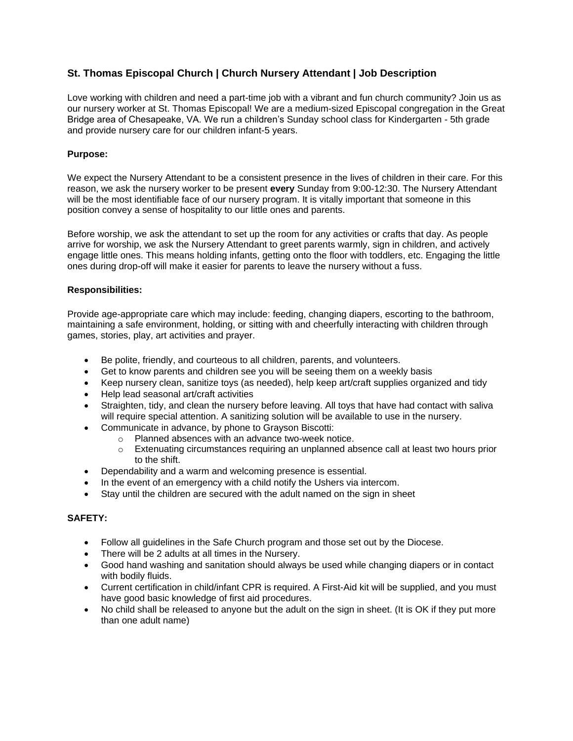# St. Thomas Episcopal Church | Church Nursery Attendant | Job Description

Love working with children and need a part-time job with a vibrant and fun church community? Join us as our nursery worker at St. Thomas Episcopal! We are a medium-sized Episcopal congregation in the Great Bridge area of Chesapeake, VA. We run a children's Sunday school class for Kindergarten - 5th grade and provide nursery care for our children infant-5 years.

**Purpose:**

We expect the Nursery Attendant to be a consistent presence in the lives of children in their care. For this reason, we ask the nursery worker to be present **every** Sunday from 9:00-12:30. The Nursery Attendant will be the most identifiable face of our nursery program. It is vitally important that someone in this position convey a sense of hospitality to our little ones and parents.

Before worship, we ask the attendant to set up the room for any activities or crafts that day. As people arrive for worship, we ask the Nursery Attendant to greet parents warmly, sign in children, and actively engage little ones. This means holding infants, getting onto the floor with toddlers, etc. Engaging the little ones during drop-off will make it easier for parents to leave the nursery without a fuss.

**Responsibilities:**

Provide age-appropriate care which may include: feeding, changing diapers, escorting to the bathroom, maintaining a safe environment, holding, or sitting with and cheerfully interacting with children through games, stories, play, art activities and prayer.

- Be polite, friendly, and courteous to all children, parents, and volunteers.
- Get to know parents and children see you will be seeing them on a weekly basis
- Keep nursery clean, sanitize toys (as needed), help keep art/craft supplies organized and tidy
- Help lead seasonal art/craft activities
- Straighten, tidy, and clean the nursery before leaving. All toys that have had contact with saliva will require special attention. A sanitizing solution will be available to use in the nursery.
- Communicate in advance, by phone to Grayson Biscotti:
  - Planned absences with an advance two-week notice.
  - Extenuating circumstances requiring an unplanned absence call at least two hours prior to the shift.
- Dependability and a warm and welcoming presence is essential.
- In the event of an emergency with a child notify the Ushers via intercom.
- Stay until the children are secured with the adult named on the sign in sheet

**SAFETY:**

- Follow all guidelines in the Safe Church program and those set out by the Diocese.
- There will be 2 adults at all times in the Nursery.
- Good hand washing and sanitation should always be used while changing diapers or in contact with bodily fluids.
- Current certification in child/infant CPR is required. A First-Aid kit will be supplied, and you must have good basic knowledge of first aid procedures.
- No child shall be released to anyone but the adult on the sign in sheet. (It is OK if they put more than one adult name)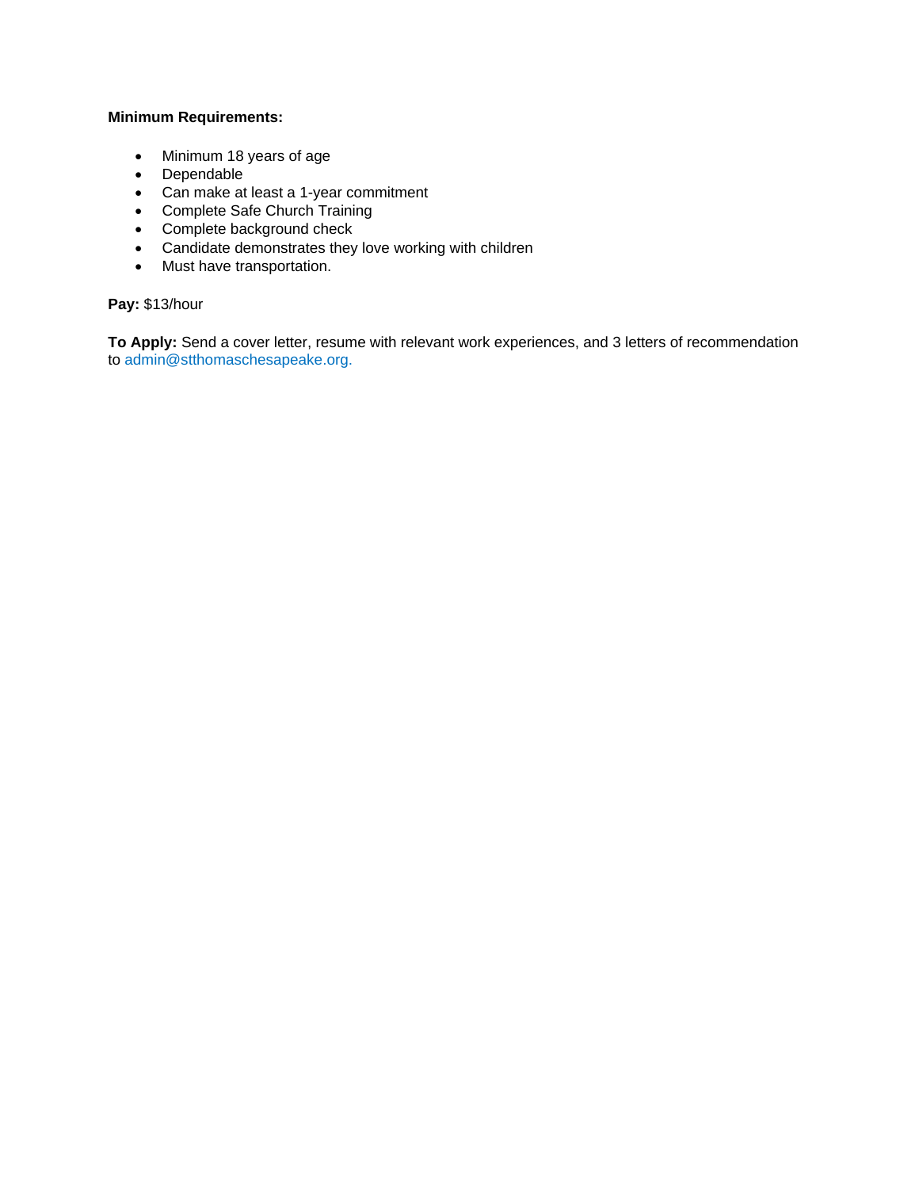**Minimum Requirements:**

- Minimum 18 years of age
- Dependable
- Can make at least a 1-year commitment
- Complete Safe Church Training
- Complete background check
- Candidate demonstrates they love working with children
- Must have transportation.

**Pay:** $13/hour

**To Apply:** Send a cover letter, resume with relevant work experiences, and 3 letters of recommendation to admin@stthomaschesapeake.org.